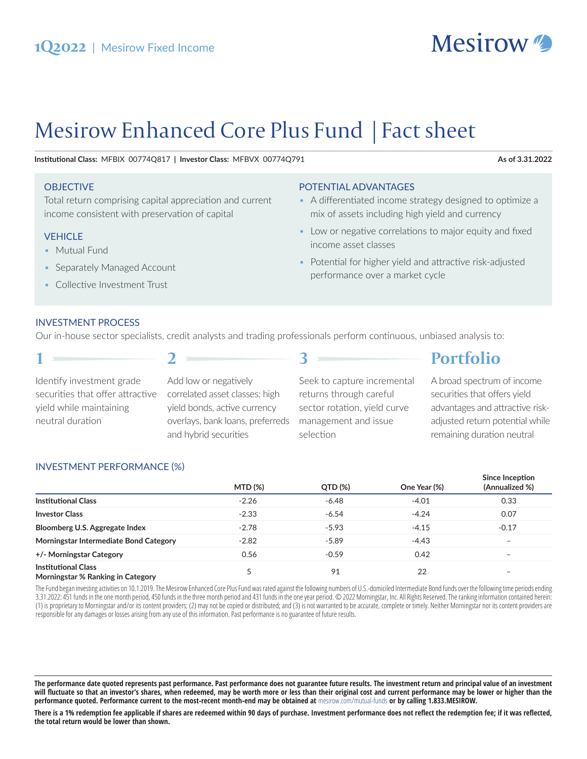1Q2022 | Mesirow Fixed Income

Mesirow

# Mesirow Enhanced Core Plus Fund | Fact sheet

**Institutional Class:** MFBIX 00774Q817 | **Investor Class:** MFBVX 00774Q791 **As of 3.31.2022**

## OBJECTIVE

Total return comprising capital appreciation and current income consistent with preservation of capital

## VEHICLE

- Mutual Fund
- Separately Managed Account
- Collective Investment Trust

## POTENTIAL ADVANTAGES

- A differentiated income strategy designed to optimize a mix of assets including high yield and currency
- Low or negative correlations to major equity and fixed income asset classes
- Potential for higher yield and attractive risk-adjusted performance over a market cycle

## INVESTMENT PROCESS

Our in-house sector specialists, credit analysts and trading professionals perform continuous, unbiased analysis to:

**1**

Identify investment grade securities that offer attractive yield while maintaining neutral duration

**2**

Add low or negatively correlated asset classes: high yield bonds, active currency overlays, bank loans, preferreds and hybrid securities

**3**

Seek to capture incremental returns through careful sector rotation, yield curve management and issue selection

**Portfolio**

A broad spectrum of income securities that offers yield advantages and attractive risk-adjusted return potential while remaining duration neutral

## INVESTMENT PERFORMANCE (%)

| | MTD (%) | QTD (%) | One Year (%) | Since Inception (Annualized %) |
|---|---|---|---|---|
| **Institutional Class** | -2.26 | -6.48 | -4.01 | 0.33 |
| **Investor Class** | -2.33 | -6.54 | -4.24 | 0.07 |
| **Bloomberg U.S. Aggregate Index** | -2.78 | -5.93 | -4.15 | -0.17 |
| **Morningstar Intermediate Bond Category** | -2.82 | -5.89 | -4.43 | – |
| **+/- Morningstar Category** | 0.56 | -0.59 | 0.42 | – |
| **Institutional Class Morningstar % Ranking in Category** | 5 | 91 | 22 | – |

The Fund began investing activities on 10.1.2019. The Mesirow Enhanced Core Plus Fund was rated against the following numbers of U.S.-domiciled Intermediate Bond funds over the following time periods ending 3.31.2022: 451 funds in the one month period, 450 funds in the three month period and 431 funds in the one year period. © 2022 Morningstar, Inc. All Rights Reserved. The ranking information contained herein: (1) is proprietary to Morningstar and/or its content providers; (2) may not be copied or distributed; and (3) is not warranted to be accurate, complete or timely. Neither Morningstar nor its content providers are responsible for any damages or losses arising from any use of this information. Past performance is no guarantee of future results.

**The performance date quoted represents past performance. Past performance does not guarantee future results. The investment return and principal value of an investment will fluctuate so that an investor's shares, when redeemed, may be worth more or less than their original cost and current performance may be lower or higher than the performance quoted. Performance current to the most-recent month-end may be obtained at** mesirow.com/mutual-funds **or by calling 1.833.MESIROW.**

**There is a 1% redemption fee applicable if shares are redeemed within 90 days of purchase. Investment performance does not reflect the redemption fee; if it was reflected, the total return would be lower than shown.**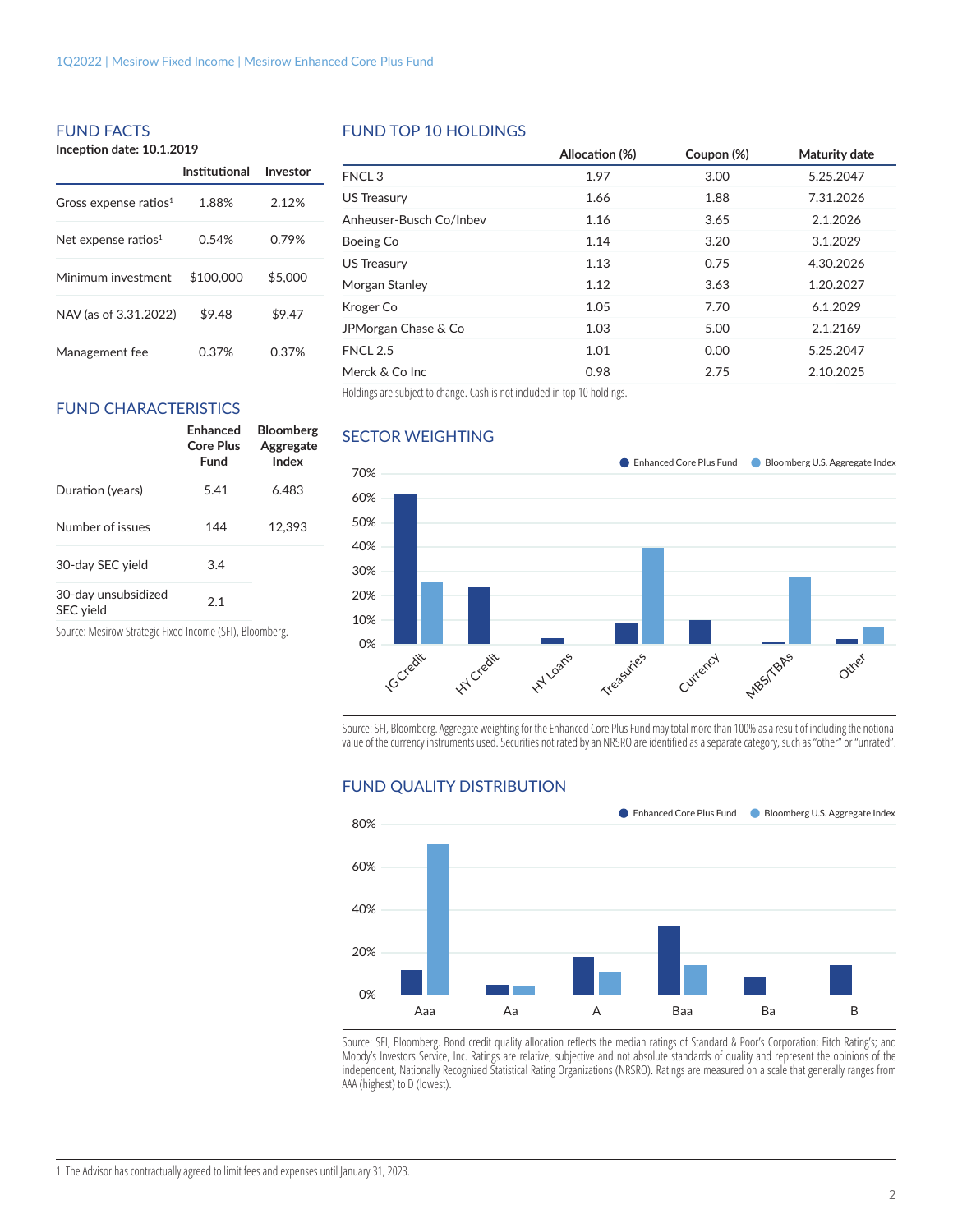## FUND FACTS

**Inception date: 10.1.2019**

| | Institutional | Investor |
|---|---|---|
| Gross expense ratios[1] | 1.88% | 2.12% |
| Net expense ratios[1] | 0.54% | 0.79% |
| Minimum investment | $100,000 | $5,000 |
| NAV (as of 3.31.2022) | $9.48 | $9.47 |
| Management fee | 0.37% | 0.37% |

## FUND CHARACTERISTICS

| | Enhanced Core Plus Fund | Bloomberg Aggregate Index |
|---|---|---|
| Duration (years) | 5.41 | 6.483 |
| Number of issues | 144 | 12,393 |
| 30-day SEC yield | 3.4 | |
| 30-day unsubsidized SEC yield | 2.1 | |

Source: Mesirow Strategic Fixed Income (SFI), Bloomberg.

## FUND TOP 10 HOLDINGS

| | Allocation (%) | Coupon (%) | Maturity date |
|---|---|---|---|
| FNCL 3 | 1.97 | 3.00 | 5.25.2047 |
| US Treasury | 1.66 | 1.88 | 7.31.2026 |
| Anheuser-Busch Co/Inbev | 1.16 | 3.65 | 2.1.2026 |
| Boeing Co | 1.14 | 3.20 | 3.1.2029 |
| US Treasury | 1.13 | 0.75 | 4.30.2026 |
| Morgan Stanley | 1.12 | 3.63 | 1.20.2027 |
| Kroger Co | 1.05 | 7.70 | 6.1.2029 |
| JPMorgan Chase & Co | 1.03 | 5.00 | 2.1.2169 |
| FNCL 2.5 | 1.01 | 0.00 | 5.25.2047 |
| Merck & Co Inc | 0.98 | 2.75 | 2.10.2025 |

Holdings are subject to change. Cash is not included in top 10 holdings.

## SECTOR WEIGHTING

Enhanced Core Plus Fund · Bloomberg U.S. Aggregate Index

Categories: IG Credit, HY Credit, HY Loans, Treasuries, Currency, MBS/TBAs, Other

Source: SFI, Bloomberg. Aggregate weighting for the Enhanced Core Plus Fund may total more than 100% as a result of including the notional value of the currency instruments used. Securities not rated by an NRSRO are identified as a separate category, such as "other" or "unrated".

## FUND QUALITY DISTRIBUTION

Enhanced Core Plus Fund · Bloomberg U.S. Aggregate Index

Categories: Aaa, Aa, A, Baa, Ba, B

Source: SFI, Bloomberg. Bond credit quality allocation reflects the median ratings of Standard & Poor's Corporation; Fitch Rating's; and Moody's Investors Service, Inc. Ratings are relative, subjective and not absolute standards of quality and represent the opinions of the independent, Nationally Recognized Statistical Rating Organizations (NRSRO). Ratings are measured on a scale that generally ranges from AAA (highest) to D (lowest).

1. The Advisor has contractually agreed to limit fees and expenses until January 31, 2023.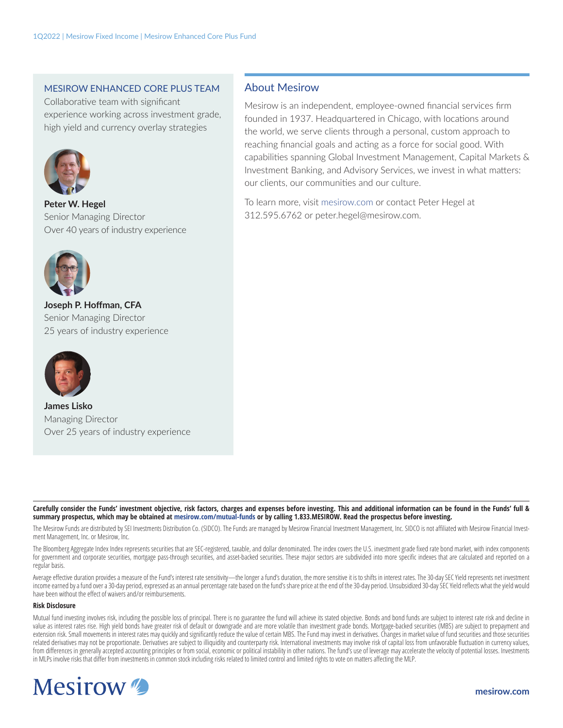## MESIROW ENHANCED CORE PLUS TEAM

Collaborative team with significant experience working across investment grade, high yield and currency overlay strategies

**Peter W. Hegel**
Senior Managing Director
Over 40 years of industry experience

**Joseph P. Hoffman, CFA**
Senior Managing Director
25 years of industry experience

**James Lisko**
Managing Director
Over 25 years of industry experience

## About Mesirow

Mesirow is an independent, employee-owned financial services firm founded in 1937. Headquartered in Chicago, with locations around the world, we serve clients through a personal, custom approach to reaching financial goals and acting as a force for social good. With capabilities spanning Global Investment Management, Capital Markets & Investment Banking, and Advisory Services, we invest in what matters: our clients, our communities and our culture.

To learn more, visit mesirow.com or contact Peter Hegel at 312.595.6762 or peter.hegel@mesirow.com.

**Carefully consider the Funds' investment objective, risk factors, charges and expenses before investing. This and additional information can be found in the Funds' full & summary prospectus, which may be obtained at mesirow.com/mutual-funds or by calling 1.833.MESIROW. Read the prospectus before investing.**

The Mesirow Funds are distributed by SEI Investments Distribution Co. (SIDCO). The Funds are managed by Mesirow Financial Investment Management, Inc. SIDCO is not affiliated with Mesirow Financial Investment Management, Inc. or Mesirow, Inc.

The Bloomberg Aggregate Index Index represents securities that are SEC-registered, taxable, and dollar denominated. The index covers the U.S. investment grade fixed rate bond market, with index components for government and corporate securities, mortgage pass-through securities, and asset-backed securities. These major sectors are subdivided into more specific indexes that are calculated and reported on a regular basis.

Average effective duration provides a measure of the Fund's interest rate sensitivity—the longer a fund's duration, the more sensitive it is to shifts in interest rates. The 30-day SEC Yield represents net investment income earned by a fund over a 30-day period, expressed as an annual percentage rate based on the fund's share price at the end of the 30-day period. Unsubsidized 30-day SEC Yield reflects what the yield would have been without the effect of waivers and/or reimbursements.

**Risk Disclosure**

Mutual fund investing involves risk, including the possible loss of principal. There is no guarantee the fund will achieve its stated objective. Bonds and bond funds are subject to interest rate risk and decline in value as interest rates rise. High yield bonds have greater risk of default or downgrade and are more volatile than investment grade bonds. Mortgage-backed securities (MBS) are subject to prepayment and extension risk. Small movements in interest rates may quickly and significantly reduce the value of certain MBS. The Fund may invest in derivatives. Changes in market value of fund securities and those securities related derivatives may not be proportionate. Derivatives are subject to illiquidity and counterparty risk. International investments may involve risk of capital loss from unfavorable fluctuation in currency values, from differences in generally accepted accounting principles or from social, economic or political instability in other nations. The fund's use of leverage may accelerate the velocity of potential losses. Investments in MLPs involve risks that differ from investments in common stock including risks related to limited control and limited rights to vote on matters affecting the MLP.

Mesirow

mesirow.com